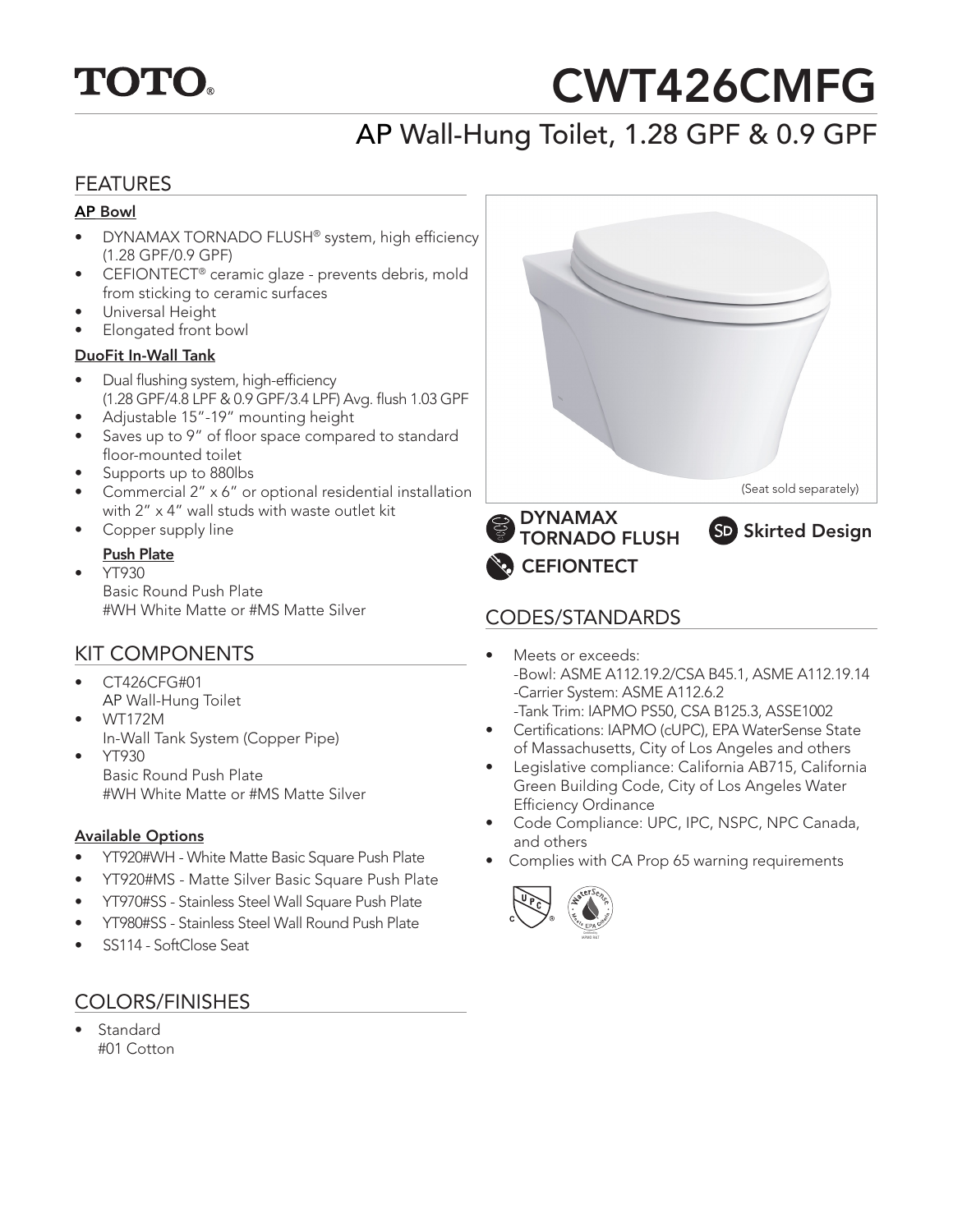# TOTO®

# CWT426CMFG

## AP Wall-Hung Toilet, 1.28 GPF & 0.9 GPF

## FEATURES

**AP Bowl**

- DYNAMAX TORNADO FLUSH® system, high efficiency (1.28 GPF/0.9 GPF)
- CEFIONTECT® ceramic glaze - prevents debris, mold from sticking to ceramic surfaces
- Universal Height
- Elongated front bowl

**DuoFit In-Wall Tank**

- Dual flushing system, high-efficiency (1.28 GPF/4.8 LPF & 0.9 GPF/3.4 LPF) Avg. flush 1.03 GPF
- Adjustable 15"-19" mounting height
- Saves up to 9" of floor space compared to standard floor-mounted toilet
- Supports up to 880lbs
- Commercial 2" x 6" or optional residential installation with 2" x 4" wall studs with waste outlet kit
- Copper supply line

**Push Plate**

- YT930
  Basic Round Push Plate
  #WH White Matte or #MS Matte Silver

(Seat sold separately)

DYNAMAX TORNADO FLUSH

SD Skirted Design

CEFIONTECT

## KIT COMPONENTS

- CT426CFG#01
  AP Wall-Hung Toilet
- WT172M
  In-Wall Tank System (Copper Pipe)
- YT930
  Basic Round Push Plate
  #WH White Matte or #MS Matte Silver

**Available Options**

- YT920#WH - White Matte Basic Square Push Plate
- YT920#MS - Matte Silver Basic Square Push Plate
- YT970#SS - Stainless Steel Wall Square Push Plate
- YT980#SS - Stainless Steel Wall Round Push Plate
- SS114 - SoftClose Seat

## COLORS/FINISHES

- Standard
  #01 Cotton

## CODES/STANDARDS

- Meets or exceeds:
  -Bowl: ASME A112.19.2/CSA B45.1, ASME A112.19.14
  -Carrier System: ASME A112.6.2
  -Tank Trim: IAPMO PS50, CSA B125.3, ASSE1002
- Certifications: IAPMO (cUPC), EPA WaterSense State of Massachusetts, City of Los Angeles and others
- Legislative compliance: California AB715, California Green Building Code, City of Los Angeles Water Efficiency Ordinance
- Code Compliance: UPC, IPC, NSPC, NPC Canada, and others
- Complies with CA Prop 65 warning requirements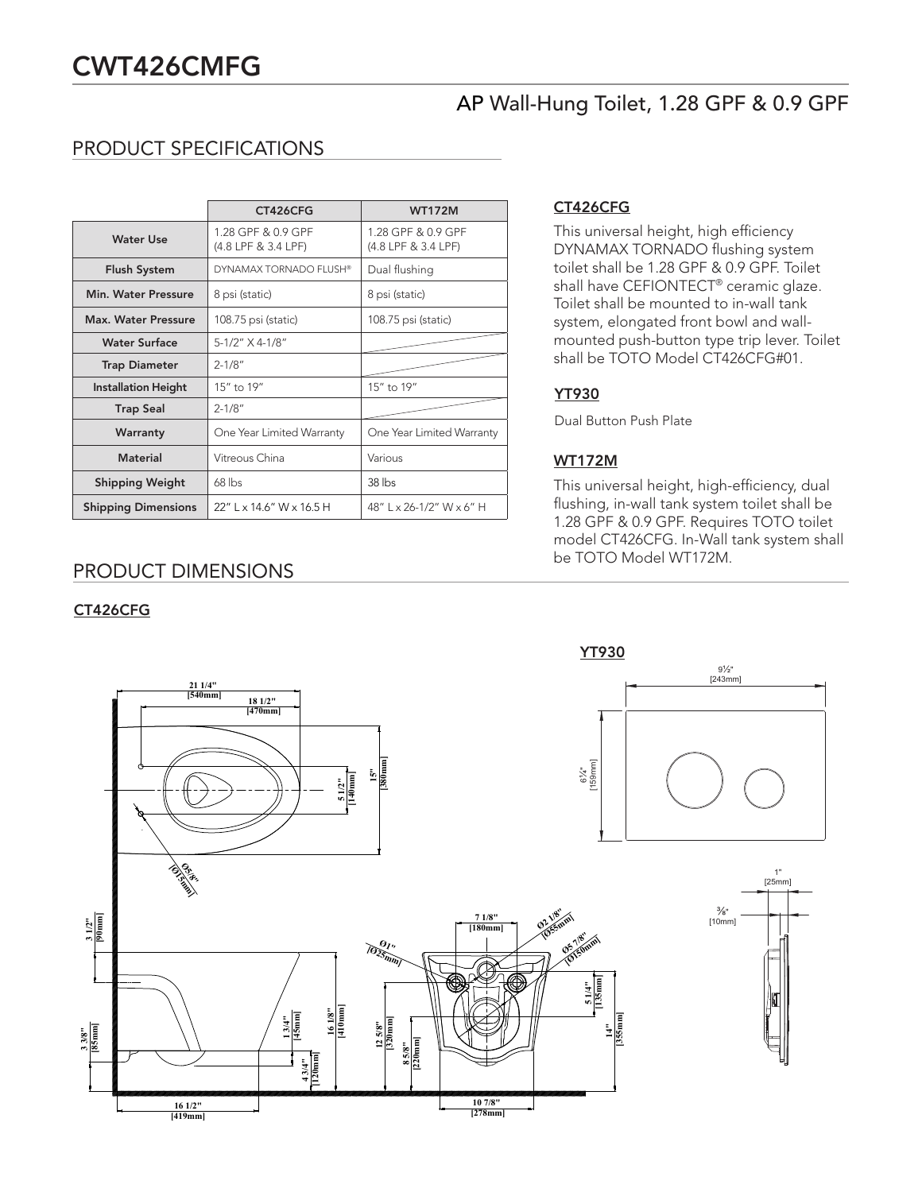# CWT426CMFG

## AP Wall-Hung Toilet, 1.28 GPF & 0.9 GPF

## PRODUCT SPECIFICATIONS

| | CT426CFG | WT172M |
|---|---|---|
| Water Use | 1.28 GPF & 0.9 GPF (4.8 LPF & 3.4 LPF) | 1.28 GPF & 0.9 GPF (4.8 LPF & 3.4 LPF) |
| Flush System | DYNAMAX TORNADO FLUSH® | Dual flushing |
| Min. Water Pressure | 8 psi (static) | 8 psi (static) |
| Max. Water Pressure | 108.75 psi (static) | 108.75 psi (static) |
| Water Surface | 5-1/2" X 4-1/8" | |
| Trap Diameter | 2-1/8" | |
| Installation Height | 15" to 19" | 15" to 19" |
| Trap Seal | 2-1/8" | |
| Warranty | One Year Limited Warranty | One Year Limited Warranty |
| Material | Vitreous China | Various |
| Shipping Weight | 68 lbs | 38 lbs |
| Shipping Dimensions | 22" L x 14.6" W x 16.5 H | 48" L x 26-1/2" W x 6" H |

### CT426CFG

This universal height, high efficiency DYNAMAX TORNADO flushing system toilet shall be 1.28 GPF & 0.9 GPF. Toilet shall have CEFIONTECT® ceramic glaze. Toilet shall be mounted to in-wall tank system, elongated front bowl and wall-mounted push-button type trip lever. Toilet shall be TOTO Model CT426CFG#01.

### YT930

Dual Button Push Plate

### WT172M

This universal height, high-efficiency, dual flushing, in-wall tank system toilet shall be 1.28 GPF & 0.9 GPF. Requires TOTO toilet model CT426CFG. In-Wall tank system shall be TOTO Model WT172M.

## PRODUCT DIMENSIONS

### CT426CFG

21 1/4" [540mm]; 18 1/2" [470mm]; 15" [380mm]; 5 1/2" [140mm]; Ø5/8" [Ø15mm]; 3 1/2" [90mm]; 3 3/8" [85mm]; 1 3/4" [45mm]; 4 3/4" [120mm]; 16 1/8" [410mm]; 16 1/2" [419mm]; Ø1" [Ø25mm]; 7 1/8" [180mm]; Ø2 1/8" [Ø55mm]; Ø5 7/8" [Ø150mm]; 5 1/4" [135mm]; 12 5/8" [320mm]; 8 5/8" [220mm]; 14" [355mm]; 10 7/8" [278mm]

### YT930

9½" [243mm]; 6¼" [159mm]; 1" [25mm]; ⅜" [10mm]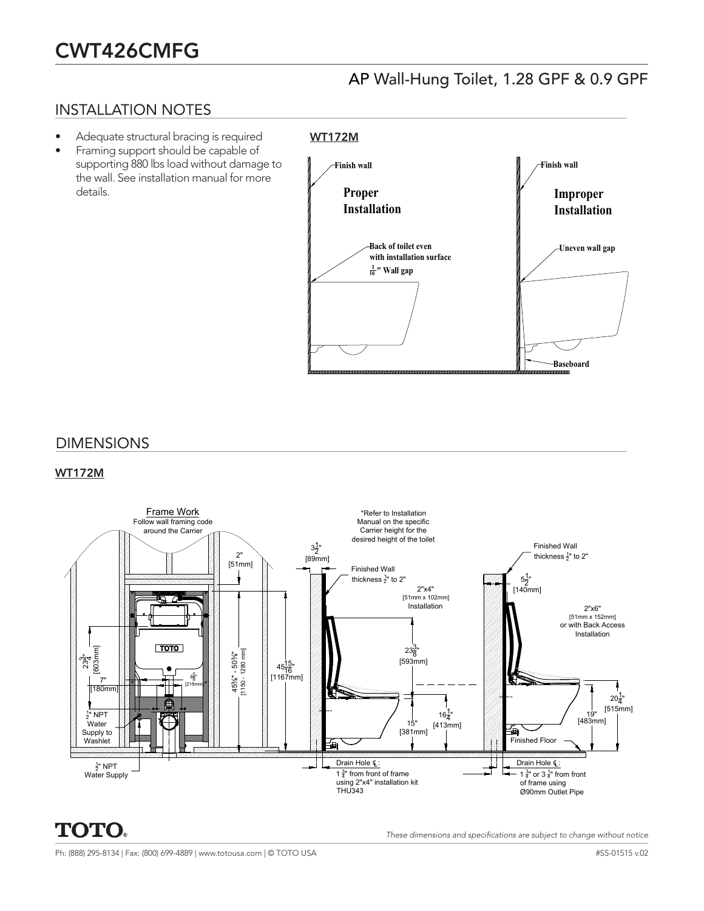# CWT426CMFG

## AP Wall-Hung Toilet, 1.28 GPF & 0.9 GPF

## INSTALLATION NOTES

- Adequate structural bracing is required
- Framing support should be capable of supporting 880 lbs load without damage to the wall. See installation manual for more details.

**WT172M**

Finish wall

Proper Installation

Back of toilet even with installation surface $\frac{1}{16}$" Wall gap

Finish wall

Improper Installation

Uneven wall gap

Baseboard

## DIMENSIONS

**WT172M**

Frame Work
Follow wall framing code around the Carrier

2" [51mm]

$23\frac{3}{4}$" [603mm]

7" [180mm]

$\frac{1}{2}$" NPT Water Supply to Washlet

$\frac{1}{2}$" NPT Water Supply

$8\frac{5}{8}$" [218mm]

$45\frac{1}{4}$" - $50\frac{3}{8}$" [1150 - 1280 mm]

$45\frac{15}{16}$" [1167mm]

*Refer to Installation Manual on the specific Carrier height for the desired height of the toilet

$3\frac{1}{2}$" [89mm]

Finished Wall thickness $\frac{1}{2}$" to 2"

2"x4" [51mm x 102mm] Installation

$23\frac{3}{8}$" [593mm]

15" [381mm]

$16\frac{1}{4}$" [413mm]

Drain Hole ℄ :
$1\frac{3}{4}$" from front of frame using 2"x4" installation kit THU343

Finished Wall thickness $\frac{1}{2}$" to 2"

$5\frac{1}{2}$" [140mm]

2"x6" [51mm x 152mm] or with Back Access Installation

$20\frac{1}{4}$" [515mm]

19" [483mm]

Finished Floor

Drain Hole ℄ :
$1\frac{3}{4}$" or $3\frac{1}{4}$" from front of frame using Ø90mm Outlet Pipe

TOTO®

*These dimensions and specifications are subject to change without notice*

Ph: (888) 295-8134 | Fax: (800) 699-4889 | www.totousa.com | © TOTO USA

#SS-01515 v.02